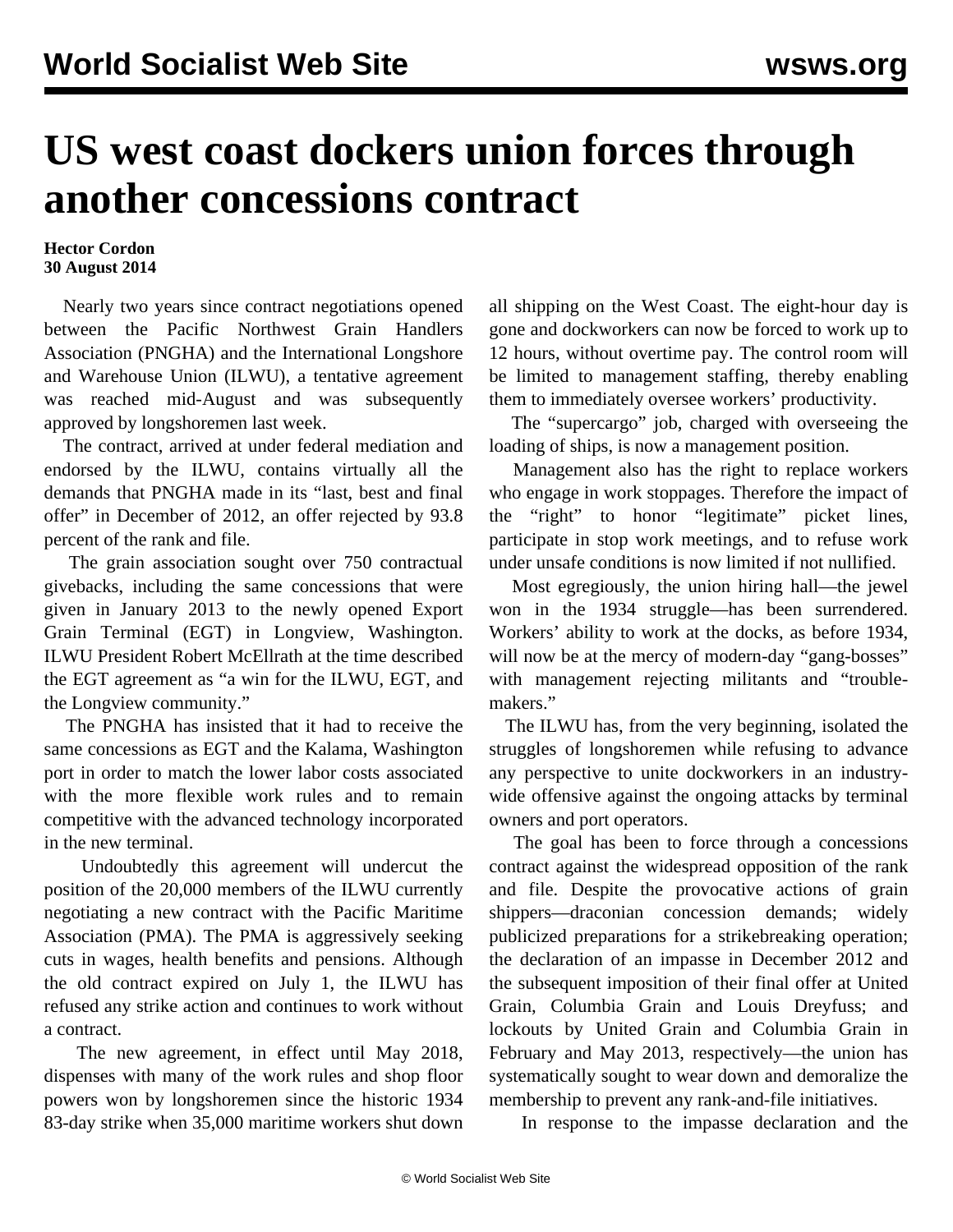# US west coast dockers union forces through another concessions contract

**Hector Cordon**
**30 August 2014**

Nearly two years since contract negotiations opened between the Pacific Northwest Grain Handlers Association (PNGHA) and the International Longshore and Warehouse Union (ILWU), a tentative agreement was reached mid-August and was subsequently approved by longshoremen last week.

The contract, arrived at under federal mediation and endorsed by the ILWU, contains virtually all the demands that PNGHA made in its "last, best and final offer" in December of 2012, an offer rejected by 93.8 percent of the rank and file.

The grain association sought over 750 contractual givebacks, including the same concessions that were given in January 2013 to the newly opened Export Grain Terminal (EGT) in Longview, Washington. ILWU President Robert McEllrath at the time described the EGT agreement as "a win for the ILWU, EGT, and the Longview community."

The PNGHA has insisted that it had to receive the same concessions as EGT and the Kalama, Washington port in order to match the lower labor costs associated with the more flexible work rules and to remain competitive with the advanced technology incorporated in the new terminal.

Undoubtedly this agreement will undercut the position of the 20,000 members of the ILWU currently negotiating a new contract with the Pacific Maritime Association (PMA). The PMA is aggressively seeking cuts in wages, health benefits and pensions. Although the old contract expired on July 1, the ILWU has refused any strike action and continues to work without a contract.

The new agreement, in effect until May 2018, dispenses with many of the work rules and shop floor powers won by longshoremen since the historic 1934 83-day strike when 35,000 maritime workers shut down all shipping on the West Coast. The eight-hour day is gone and dockworkers can now be forced to work up to 12 hours, without overtime pay. The control room will be limited to management staffing, thereby enabling them to immediately oversee workers' productivity.

The "supercargo" job, charged with overseeing the loading of ships, is now a management position.

Management also has the right to replace workers who engage in work stoppages. Therefore the impact of the "right" to honor "legitimate" picket lines, participate in stop work meetings, and to refuse work under unsafe conditions is now limited if not nullified.

Most egregiously, the union hiring hall—the jewel won in the 1934 struggle—has been surrendered. Workers' ability to work at the docks, as before 1934, will now be at the mercy of modern-day "gang-bosses" with management rejecting militants and "trouble-makers."

The ILWU has, from the very beginning, isolated the struggles of longshoremen while refusing to advance any perspective to unite dockworkers in an industry-wide offensive against the ongoing attacks by terminal owners and port operators.

The goal has been to force through a concessions contract against the widespread opposition of the rank and file. Despite the provocative actions of grain shippers—draconian concession demands; widely publicized preparations for a strikebreaking operation; the declaration of an impasse in December 2012 and the subsequent imposition of their final offer at United Grain, Columbia Grain and Louis Dreyfuss; and lockouts by United Grain and Columbia Grain in February and May 2013, respectively—the union has systematically sought to wear down and demoralize the membership to prevent any rank-and-file initiatives.

In response to the impasse declaration and the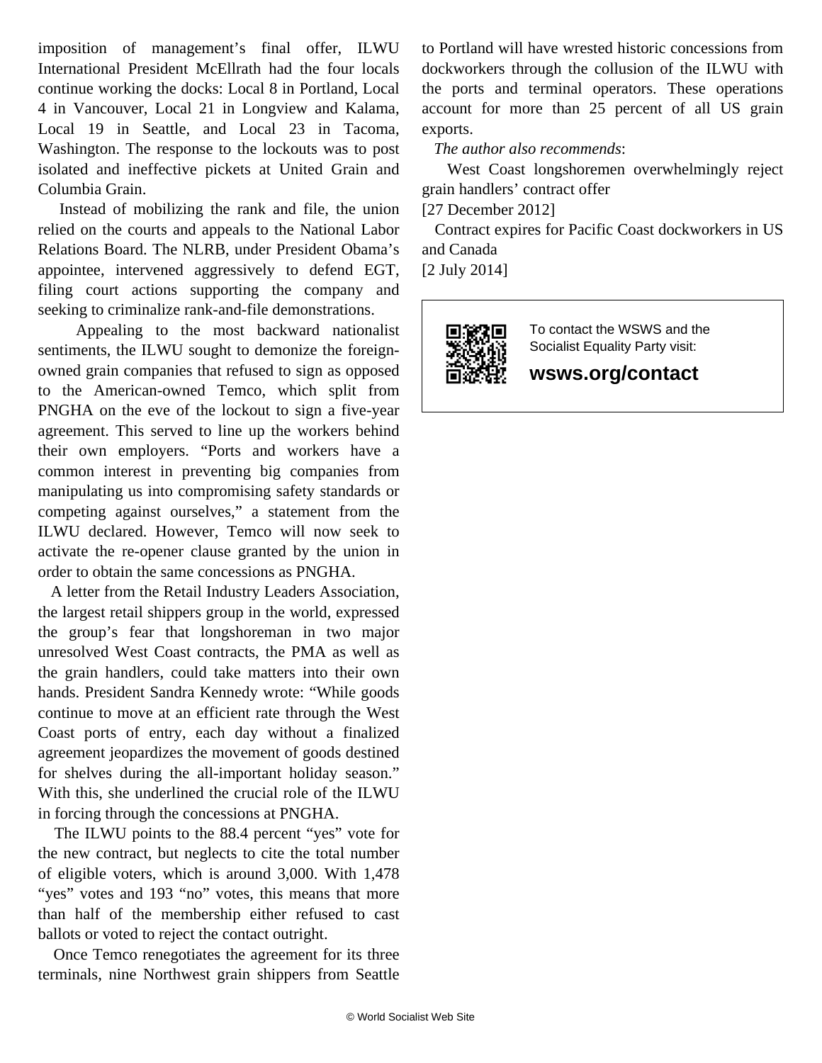imposition of management's final offer, ILWU International President McEllrath had the four locals continue working the docks: Local 8 in Portland, Local 4 in Vancouver, Local 21 in Longview and Kalama, Local 19 in Seattle, and Local 23 in Tacoma, Washington. The response to the lockouts was to post isolated and ineffective pickets at United Grain and Columbia Grain.

Instead of mobilizing the rank and file, the union relied on the courts and appeals to the National Labor Relations Board. The NLRB, under President Obama's appointee, intervened aggressively to defend EGT, filing court actions supporting the company and seeking to criminalize rank-and-file demonstrations.

Appealing to the most backward nationalist sentiments, the ILWU sought to demonize the foreign-owned grain companies that refused to sign as opposed to the American-owned Temco, which split from PNGHA on the eve of the lockout to sign a five-year agreement. This served to line up the workers behind their own employers. "Ports and workers have a common interest in preventing big companies from manipulating us into compromising safety standards or competing against ourselves," a statement from the ILWU declared. However, Temco will now seek to activate the re-opener clause granted by the union in order to obtain the same concessions as PNGHA.

A letter from the Retail Industry Leaders Association, the largest retail shippers group in the world, expressed the group's fear that longshoreman in two major unresolved West Coast contracts, the PMA as well as the grain handlers, could take matters into their own hands. President Sandra Kennedy wrote: "While goods continue to move at an efficient rate through the West Coast ports of entry, each day without a finalized agreement jeopardizes the movement of goods destined for shelves during the all-important holiday season." With this, she underlined the crucial role of the ILWU in forcing through the concessions at PNGHA.

The ILWU points to the 88.4 percent "yes" vote for the new contract, but neglects to cite the total number of eligible voters, which is around 3,000. With 1,478 "yes" votes and 193 "no" votes, this means that more than half of the membership either refused to cast ballots or voted to reject the contact outright.

Once Temco renegotiates the agreement for its three terminals, nine Northwest grain shippers from Seattle to Portland will have wrested historic concessions from dockworkers through the collusion of the ILWU with the ports and terminal operators. These operations account for more than 25 percent of all US grain exports.

*The author also recommends*:

West Coast longshoremen overwhelmingly reject grain handlers' contract offer
[27 December 2012]

Contract expires for Pacific Coast dockworkers in US and Canada
[2 July 2014]

To contact the WSWS and the Socialist Equality Party visit:

**wsws.org/contact**